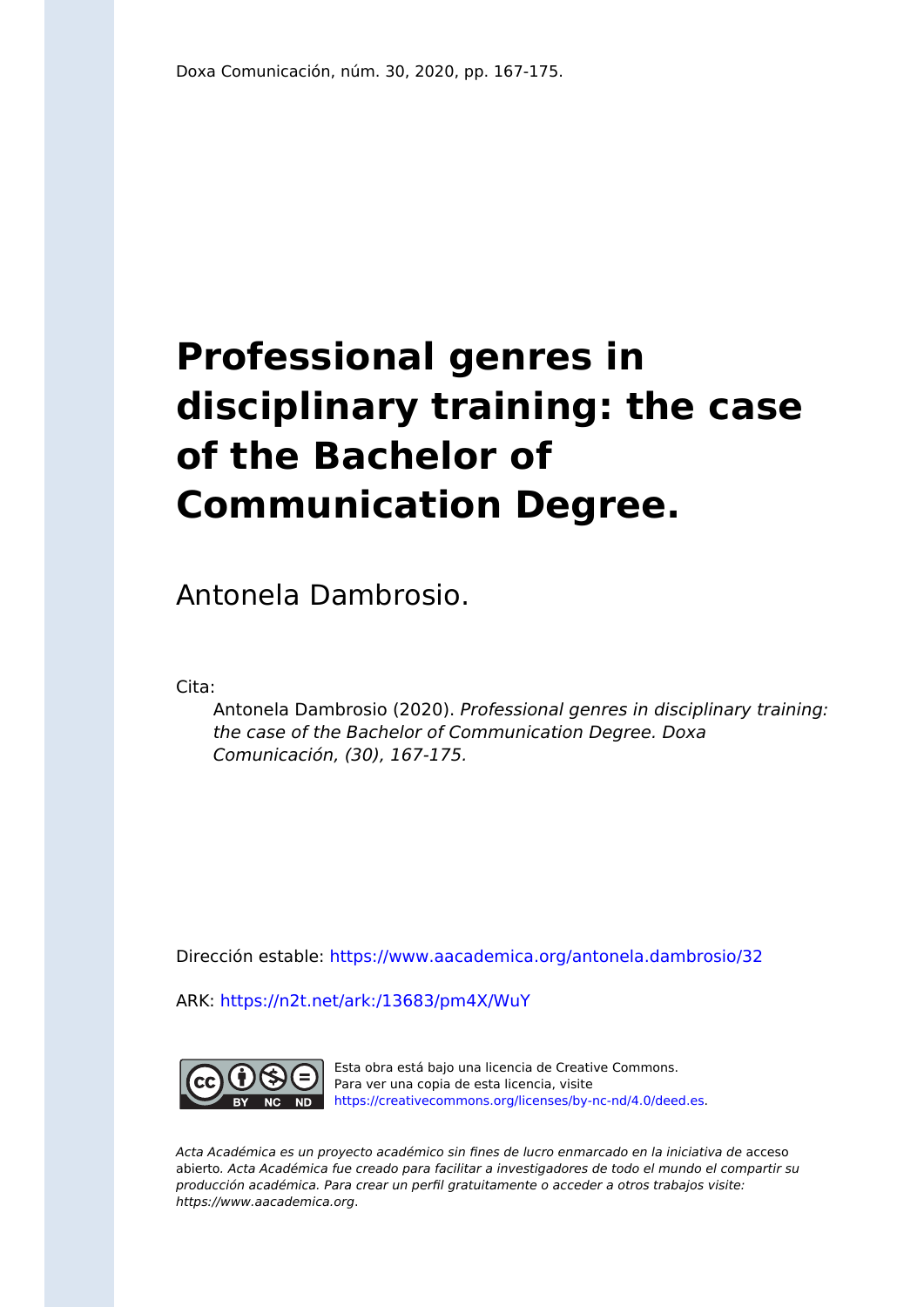Doxa Comunicación, núm. 30, 2020, pp. 167-175.

# Professional genres in disciplinary training: the case of the Bachelor of Communication Degree.

Antonela Dambrosio.

Cita:

*Antonela Dambrosio (2020). Professional genres in disciplinary training: the case of the Bachelor of Communication Degree. Doxa Comunicación, (30), 167-175.*

Dirección estable: https://www.aacademica.org/antonela.dambrosio/32

ARK: https://n2t.net/ark:/13683/pm4X/WuY

Esta obra está bajo una licencia de Creative Commons. Para ver una copia de esta licencia, visite https://creativecommons.org/licenses/by-nc-nd/4.0/deed.es.

*Acta Académica es un proyecto académico sin fines de lucro enmarcado en la iniciativa de* acceso abierto. *Acta Académica fue creado para facilitar a investigadores de todo el mundo el compartir su producción académica. Para crear un perfil gratuitamente o acceder a otros trabajos visite: https://www.aacademica.org.*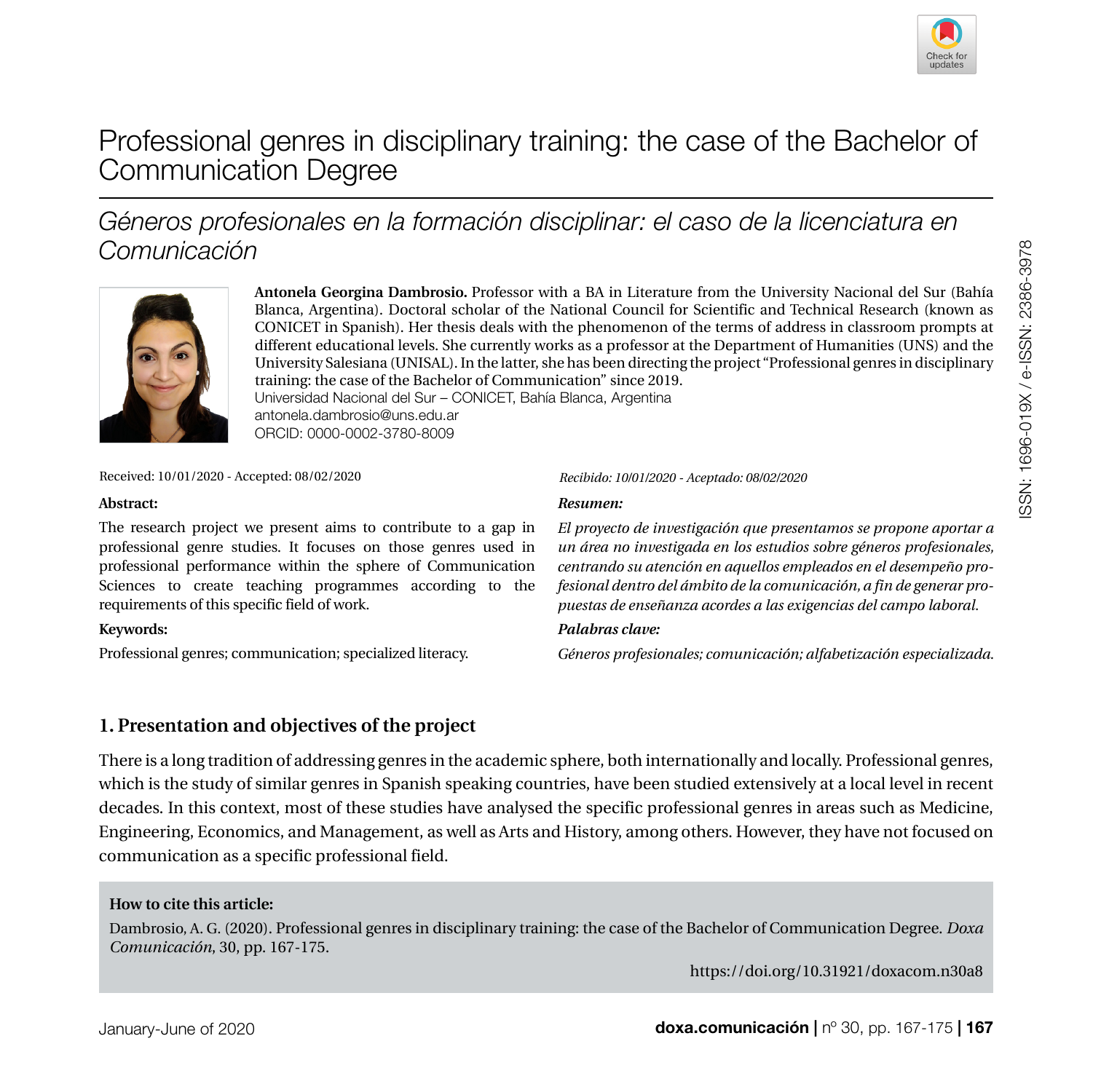# Professional genres in disciplinary training: the case of the Bachelor of Communication Degree

## *Géneros profesionales en la formación disciplinar: el caso de la licenciatura en Comunicación*

**Antonela Georgina Dambrosio.** Professor with a BA in Literature from the University Nacional del Sur (Bahía Blanca, Argentina). Doctoral scholar of the National Council for Scientific and Technical Research (known as CONICET in Spanish). Her thesis deals with the phenomenon of the terms of address in classroom prompts at different educational levels. She currently works as a professor at the Department of Humanities (UNS) and the University Salesiana (UNISAL). In the latter, she has been directing the project "Professional genres in disciplinary training: the case of the Bachelor of Communication" since 2019.
Universidad Nacional del Sur – CONICET, Bahía Blanca, Argentina
antonela.dambrosio@uns.edu.ar
ORCID: 0000-0002-3780-8009

Received: 10/01/2020 - Accepted: 08/02/2020

**Abstract:**

The research project we present aims to contribute to a gap in professional genre studies. It focuses on those genres used in professional performance within the sphere of Communication Sciences to create teaching programmes according to the requirements of this specific field of work.

**Keywords:**

Professional genres; communication; specialized literacy.

*Recibido: 10/01/2020 - Aceptado: 08/02/2020*

***Resumen:***

*El proyecto de investigación que presentamos se propone aportar a un área no investigada en los estudios sobre géneros profesionales, centrando su atención en aquellos empleados en el desempeño profesional dentro del ámbito de la comunicación, a fin de generar propuestas de enseñanza acordes a las exigencias del campo laboral.*

***Palabras clave:***

*Géneros profesionales; comunicación; alfabetización especializada.*

### 1. Presentation and objectives of the project

There is a long tradition of addressing genres in the academic sphere, both internationally and locally. Professional genres, which is the study of similar genres in Spanish speaking countries, have been studied extensively at a local level in recent decades. In this context, most of these studies have analysed the specific professional genres in areas such as Medicine, Engineering, Economics, and Management, as well as Arts and History, among others. However, they have not focused on communication as a specific professional field.

**How to cite this article:**

Dambrosio, A. G. (2020). Professional genres in disciplinary training: the case of the Bachelor of Communication Degree. *Doxa Comunicación*, 30, pp. 167-175.

https://doi.org/10.31921/doxacom.n30a8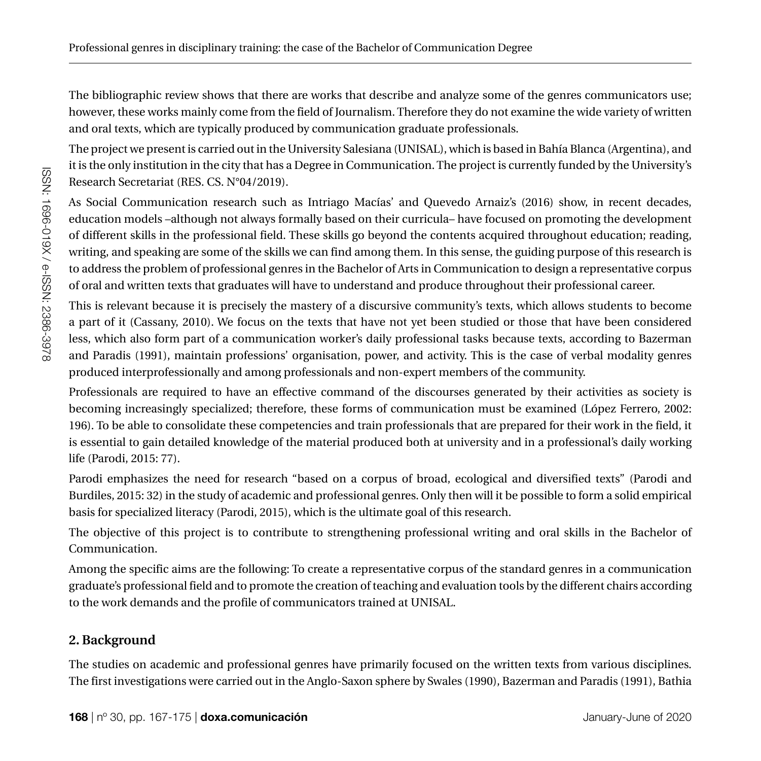The bibliographic review shows that there are works that describe and analyze some of the genres communicators use; however, these works mainly come from the field of Journalism. Therefore they do not examine the wide variety of written and oral texts, which are typically produced by communication graduate professionals.

The project we present is carried out in the University Salesiana (UNISAL), which is based in Bahía Blanca (Argentina), and it is the only institution in the city that has a Degree in Communication. The project is currently funded by the University's Research Secretariat (RES. CS. N°04/2019).

As Social Communication research such as Intriago Macías' and Quevedo Arnaiz's (2016) show, in recent decades, education models –although not always formally based on their curricula– have focused on promoting the development of different skills in the professional field. These skills go beyond the contents acquired throughout education; reading, writing, and speaking are some of the skills we can find among them. In this sense, the guiding purpose of this research is to address the problem of professional genres in the Bachelor of Arts in Communication to design a representative corpus of oral and written texts that graduates will have to understand and produce throughout their professional career.

This is relevant because it is precisely the mastery of a discursive community's texts, which allows students to become a part of it (Cassany, 2010). We focus on the texts that have not yet been studied or those that have been considered less, which also form part of a communication worker's daily professional tasks because texts, according to Bazerman and Paradis (1991), maintain professions' organisation, power, and activity. This is the case of verbal modality genres produced interprofessionally and among professionals and non-expert members of the community.

Professionals are required to have an effective command of the discourses generated by their activities as society is becoming increasingly specialized; therefore, these forms of communication must be examined (López Ferrero, 2002: 196). To be able to consolidate these competencies and train professionals that are prepared for their work in the field, it is essential to gain detailed knowledge of the material produced both at university and in a professional's daily working life (Parodi, 2015: 77).

Parodi emphasizes the need for research "based on a corpus of broad, ecological and diversified texts" (Parodi and Burdiles, 2015: 32) in the study of academic and professional genres. Only then will it be possible to form a solid empirical basis for specialized literacy (Parodi, 2015), which is the ultimate goal of this research.

The objective of this project is to contribute to strengthening professional writing and oral skills in the Bachelor of Communication.

Among the specific aims are the following: To create a representative corpus of the standard genres in a communication graduate's professional field and to promote the creation of teaching and evaluation tools by the different chairs according to the work demands and the profile of communicators trained at UNISAL.

## 2. Background

The studies on academic and professional genres have primarily focused on the written texts from various disciplines. The first investigations were carried out in the Anglo-Saxon sphere by Swales (1990), Bazerman and Paradis (1991), Bathia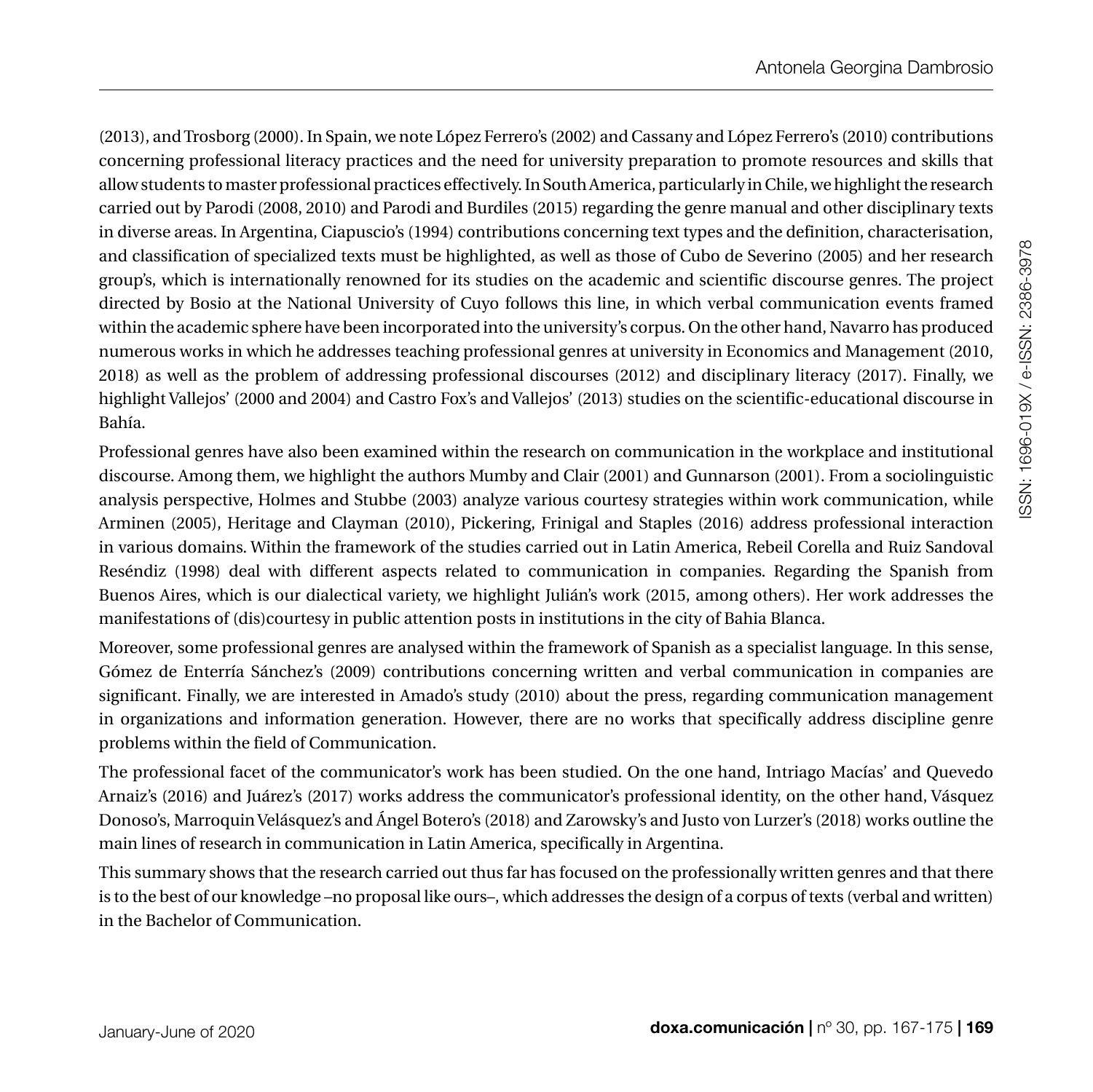(2013), and Trosborg (2000). In Spain, we note López Ferrero's (2002) and Cassany and López Ferrero's (2010) contributions concerning professional literacy practices and the need for university preparation to promote resources and skills that allow students to master professional practices effectively. In South America, particularly in Chile, we highlight the research carried out by Parodi (2008, 2010) and Parodi and Burdiles (2015) regarding the genre manual and other disciplinary texts in diverse areas. In Argentina, Ciapuscio's (1994) contributions concerning text types and the definition, characterisation, and classification of specialized texts must be highlighted, as well as those of Cubo de Severino (2005) and her research group's, which is internationally renowned for its studies on the academic and scientific discourse genres. The project directed by Bosio at the National University of Cuyo follows this line, in which verbal communication events framed within the academic sphere have been incorporated into the university's corpus. On the other hand, Navarro has produced numerous works in which he addresses teaching professional genres at university in Economics and Management (2010, 2018) as well as the problem of addressing professional discourses (2012) and disciplinary literacy (2017). Finally, we highlight Vallejos' (2000 and 2004) and Castro Fox's and Vallejos' (2013) studies on the scientific-educational discourse in Bahía.

Professional genres have also been examined within the research on communication in the workplace and institutional discourse. Among them, we highlight the authors Mumby and Clair (2001) and Gunnarson (2001). From a sociolinguistic analysis perspective, Holmes and Stubbe (2003) analyze various courtesy strategies within work communication, while Arminen (2005), Heritage and Clayman (2010), Pickering, Frinigal and Staples (2016) address professional interaction in various domains. Within the framework of the studies carried out in Latin America, Rebeil Corella and Ruiz Sandoval Reséndiz (1998) deal with different aspects related to communication in companies. Regarding the Spanish from Buenos Aires, which is our dialectical variety, we highlight Julián's work (2015, among others). Her work addresses the manifestations of (dis)courtesy in public attention posts in institutions in the city of Bahia Blanca.

Moreover, some professional genres are analysed within the framework of Spanish as a specialist language. In this sense, Gómez de Enterría Sánchez's (2009) contributions concerning written and verbal communication in companies are significant. Finally, we are interested in Amado's study (2010) about the press, regarding communication management in organizations and information generation. However, there are no works that specifically address discipline genre problems within the field of Communication.

The professional facet of the communicator's work has been studied. On the one hand, Intriago Macías' and Quevedo Arnaiz's (2016) and Juárez's (2017) works address the communicator's professional identity, on the other hand, Vásquez Donoso's, Marroquin Velásquez's and Ángel Botero's (2018) and Zarowsky's and Justo von Lurzer's (2018) works outline the main lines of research in communication in Latin America, specifically in Argentina.

This summary shows that the research carried out thus far has focused on the professionally written genres and that there is to the best of our knowledge –no proposal like ours–, which addresses the design of a corpus of texts (verbal and written) in the Bachelor of Communication.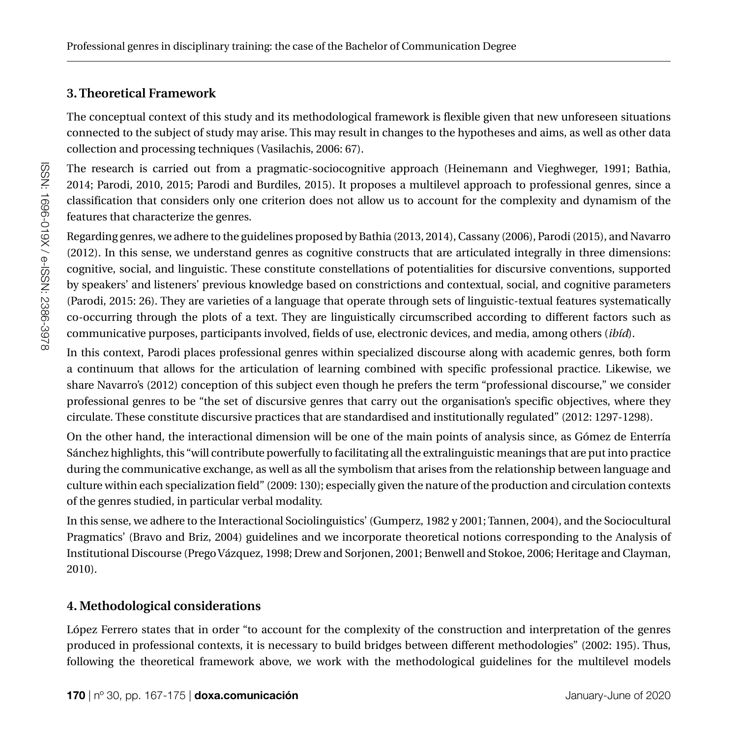## 3. Theoretical Framework

The conceptual context of this study and its methodological framework is flexible given that new unforeseen situations connected to the subject of study may arise. This may result in changes to the hypotheses and aims, as well as other data collection and processing techniques (Vasilachis, 2006: 67).

The research is carried out from a pragmatic-sociocognitive approach (Heinemann and Vieghweger, 1991; Bathia, 2014; Parodi, 2010, 2015; Parodi and Burdiles, 2015). It proposes a multilevel approach to professional genres, since a classification that considers only one criterion does not allow us to account for the complexity and dynamism of the features that characterize the genres.

Regarding genres, we adhere to the guidelines proposed by Bathia (2013, 2014), Cassany (2006), Parodi (2015), and Navarro (2012). In this sense, we understand genres as cognitive constructs that are articulated integrally in three dimensions: cognitive, social, and linguistic. These constitute constellations of potentialities for discursive conventions, supported by speakers' and listeners' previous knowledge based on constrictions and contextual, social, and cognitive parameters (Parodi, 2015: 26). They are varieties of a language that operate through sets of linguistic-textual features systematically co-occurring through the plots of a text. They are linguistically circumscribed according to different factors such as communicative purposes, participants involved, fields of use, electronic devices, and media, among others (*ibíd*).

In this context, Parodi places professional genres within specialized discourse along with academic genres, both form a continuum that allows for the articulation of learning combined with specific professional practice. Likewise, we share Navarro's (2012) conception of this subject even though he prefers the term "professional discourse," we consider professional genres to be "the set of discursive genres that carry out the organisation's specific objectives, where they circulate. These constitute discursive practices that are standardised and institutionally regulated" (2012: 1297-1298).

On the other hand, the interactional dimension will be one of the main points of analysis since, as Gómez de Enterría Sánchez highlights, this "will contribute powerfully to facilitating all the extralinguistic meanings that are put into practice during the communicative exchange, as well as all the symbolism that arises from the relationship between language and culture within each specialization field" (2009: 130); especially given the nature of the production and circulation contexts of the genres studied, in particular verbal modality.

In this sense, we adhere to the Interactional Sociolinguistics' (Gumperz, 1982 y 2001; Tannen, 2004), and the Sociocultural Pragmatics' (Bravo and Briz, 2004) guidelines and we incorporate theoretical notions corresponding to the Analysis of Institutional Discourse (Prego Vázquez, 1998; Drew and Sorjonen, 2001; Benwell and Stokoe, 2006; Heritage and Clayman, 2010).

## 4. Methodological considerations

López Ferrero states that in order "to account for the complexity of the construction and interpretation of the genres produced in professional contexts, it is necessary to build bridges between different methodologies" (2002: 195). Thus, following the theoretical framework above, we work with the methodological guidelines for the multilevel models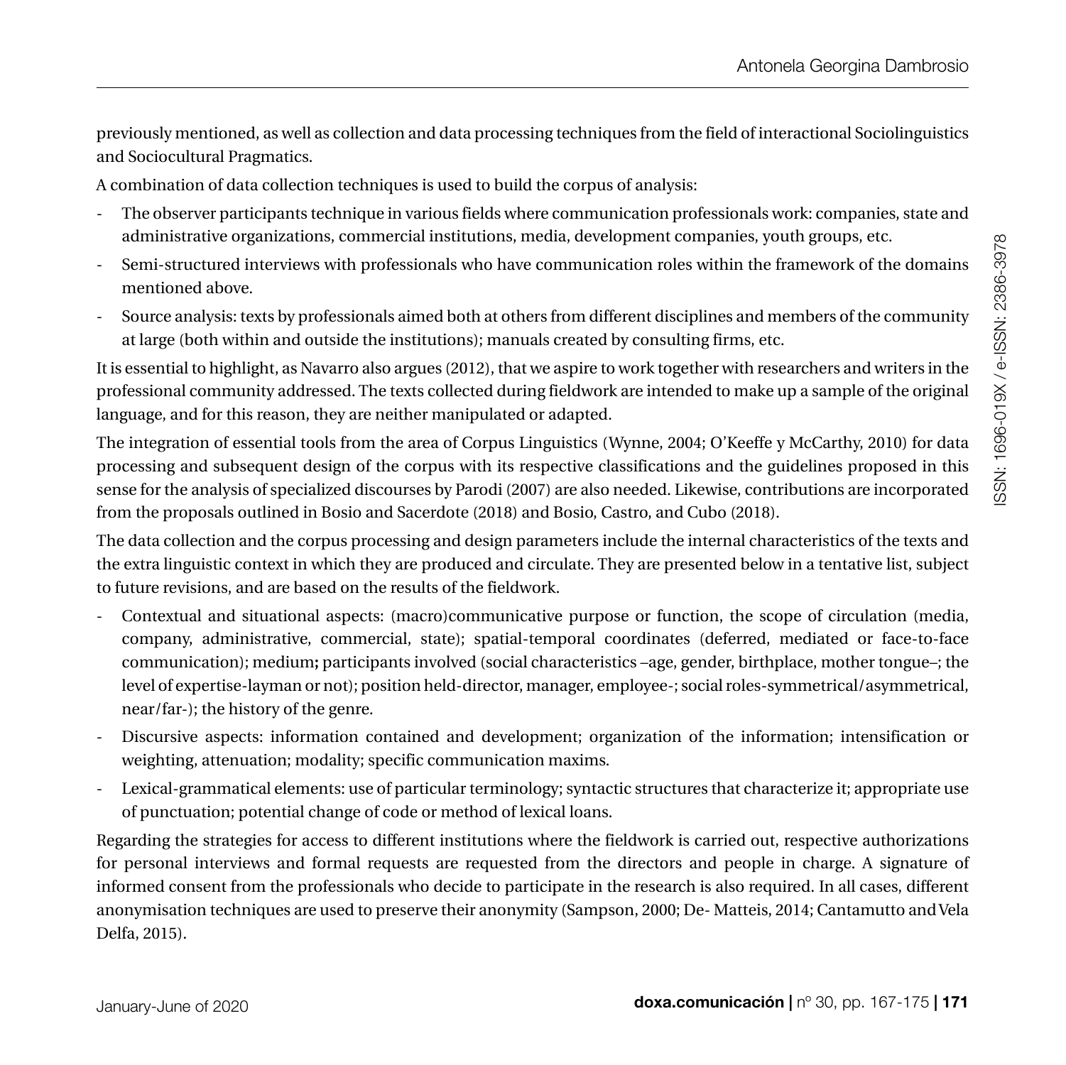previously mentioned, as well as collection and data processing techniques from the field of interactional Sociolinguistics and Sociocultural Pragmatics.

A combination of data collection techniques is used to build the corpus of analysis:

- The observer participants technique in various fields where communication professionals work: companies, state and administrative organizations, commercial institutions, media, development companies, youth groups, etc.
- Semi-structured interviews with professionals who have communication roles within the framework of the domains mentioned above.
- Source analysis: texts by professionals aimed both at others from different disciplines and members of the community at large (both within and outside the institutions); manuals created by consulting firms, etc.

It is essential to highlight, as Navarro also argues (2012), that we aspire to work together with researchers and writers in the professional community addressed. The texts collected during fieldwork are intended to make up a sample of the original language, and for this reason, they are neither manipulated or adapted.

The integration of essential tools from the area of Corpus Linguistics (Wynne, 2004; O'Keeffe y McCarthy, 2010) for data processing and subsequent design of the corpus with its respective classifications and the guidelines proposed in this sense for the analysis of specialized discourses by Parodi (2007) are also needed. Likewise, contributions are incorporated from the proposals outlined in Bosio and Sacerdote (2018) and Bosio, Castro, and Cubo (2018).

The data collection and the corpus processing and design parameters include the internal characteristics of the texts and the extra linguistic context in which they are produced and circulate. They are presented below in a tentative list, subject to future revisions, and are based on the results of the fieldwork.

- Contextual and situational aspects: (macro)communicative purpose or function, the scope of circulation (media, company, administrative, commercial, state); spatial-temporal coordinates (deferred, mediated or face-to-face communication); medium**;** participants involved (social characteristics –age, gender, birthplace, mother tongue–; the level of expertise-layman or not); position held-director, manager, employee-; social roles-symmetrical/asymmetrical, near/far-); the history of the genre.
- Discursive aspects: information contained and development; organization of the information; intensification or weighting, attenuation; modality; specific communication maxims.
- Lexical-grammatical elements: use of particular terminology; syntactic structures that characterize it; appropriate use of punctuation; potential change of code or method of lexical loans.

Regarding the strategies for access to different institutions where the fieldwork is carried out, respective authorizations for personal interviews and formal requests are requested from the directors and people in charge. A signature of informed consent from the professionals who decide to participate in the research is also required. In all cases, different anonymisation techniques are used to preserve their anonymity (Sampson, 2000; De- Matteis, 2014; Cantamutto and Vela Delfa, 2015).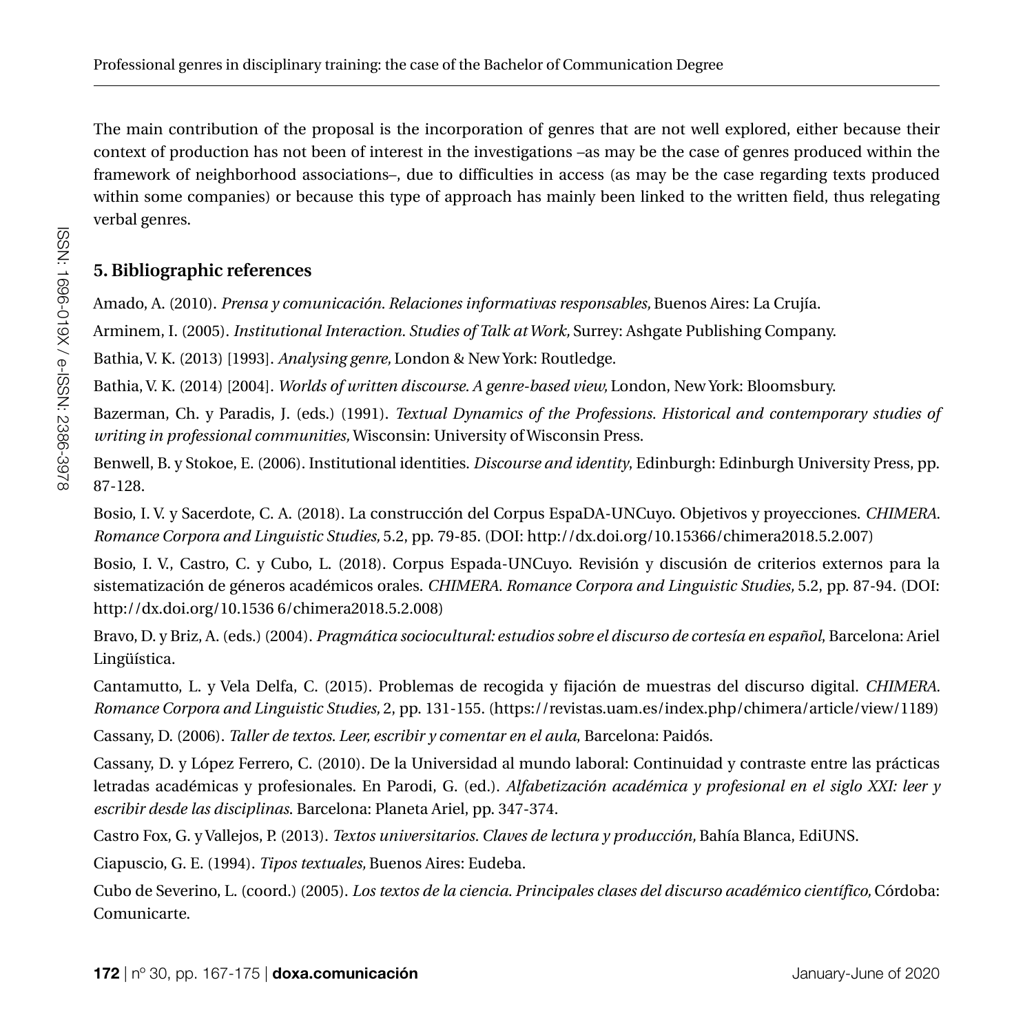The main contribution of the proposal is the incorporation of genres that are not well explored, either because their context of production has not been of interest in the investigations –as may be the case of genres produced within the framework of neighborhood associations–, due to difficulties in access (as may be the case regarding texts produced within some companies) or because this type of approach has mainly been linked to the written field, thus relegating verbal genres.

## 5. Bibliographic references

Amado, A. (2010). *Prensa y comunicación. Relaciones informativas responsables,* Buenos Aires: La Crujía.

Arminem, I. (2005). *Institutional Interaction. Studies of Talk at Work,* Surrey: Ashgate Publishing Company.

Bathia, V. K. (2013) [1993]. *Analysing genre,* London & New York: Routledge.

Bathia, V. K. (2014) [2004]. *Worlds of written discourse. A genre-based view,* London, New York: Bloomsbury.

Bazerman, Ch. y Paradis, J. (eds.) (1991). *Textual Dynamics of the Professions. Historical and contemporary studies of writing in professional communities,* Wisconsin: University of Wisconsin Press.

Benwell, B. y Stokoe, E. (2006). Institutional identities. *Discourse and identity*, Edinburgh: Edinburgh University Press, pp. 87-128.

Bosio, I. V. y Sacerdote, C. A. (2018). La construcción del Corpus EspaDA-UNCuyo. Objetivos y proyecciones. *CHIMERA. Romance Corpora and Linguistic Studies,* 5.2, pp. 79-85. (DOI: http://dx.doi.org/10.15366/chimera2018.5.2.007)

Bosio, I. V., Castro, C. y Cubo, L. (2018). Corpus Espada-UNCuyo. Revisión y discusión de criterios externos para la sistematización de géneros académicos orales. *CHIMERA. Romance Corpora and Linguistic Studies,* 5.2, pp. 87-94. (DOI: http://dx.doi.org/10.1536 6/chimera2018.5.2.008)

Bravo, D. y Briz, A. (eds.) (2004). *Pragmática sociocultural: estudios sobre el discurso de cortesía en español*, Barcelona: Ariel Lingüística.

Cantamutto, L. y Vela Delfa, C. (2015). Problemas de recogida y fijación de muestras del discurso digital. *CHIMERA. Romance Corpora and Linguistic Studies,* 2, pp. 131-155. (https://revistas.uam.es/index.php/chimera/article/view/1189)

Cassany, D. (2006). *Taller de textos. Leer, escribir y comentar en el aula*, Barcelona: Paidós.

Cassany, D. y López Ferrero, C. (2010). De la Universidad al mundo laboral: Continuidad y contraste entre las prácticas letradas académicas y profesionales. En Parodi, G. (ed.). *Alfabetización académica y profesional en el siglo XXI: leer y escribir desde las disciplinas*. Barcelona: Planeta Ariel, pp. 347-374.

Castro Fox, G. y Vallejos, P. (2013). *Textos universitarios. Claves de lectura y producción,* Bahía Blanca, EdiUNS.

Ciapuscio, G. E. (1994). *Tipos textuales,* Buenos Aires: Eudeba.

Cubo de Severino, L. (coord.) (2005). *Los textos de la ciencia. Principales clases del discurso académico científico,* Córdoba: Comunicarte.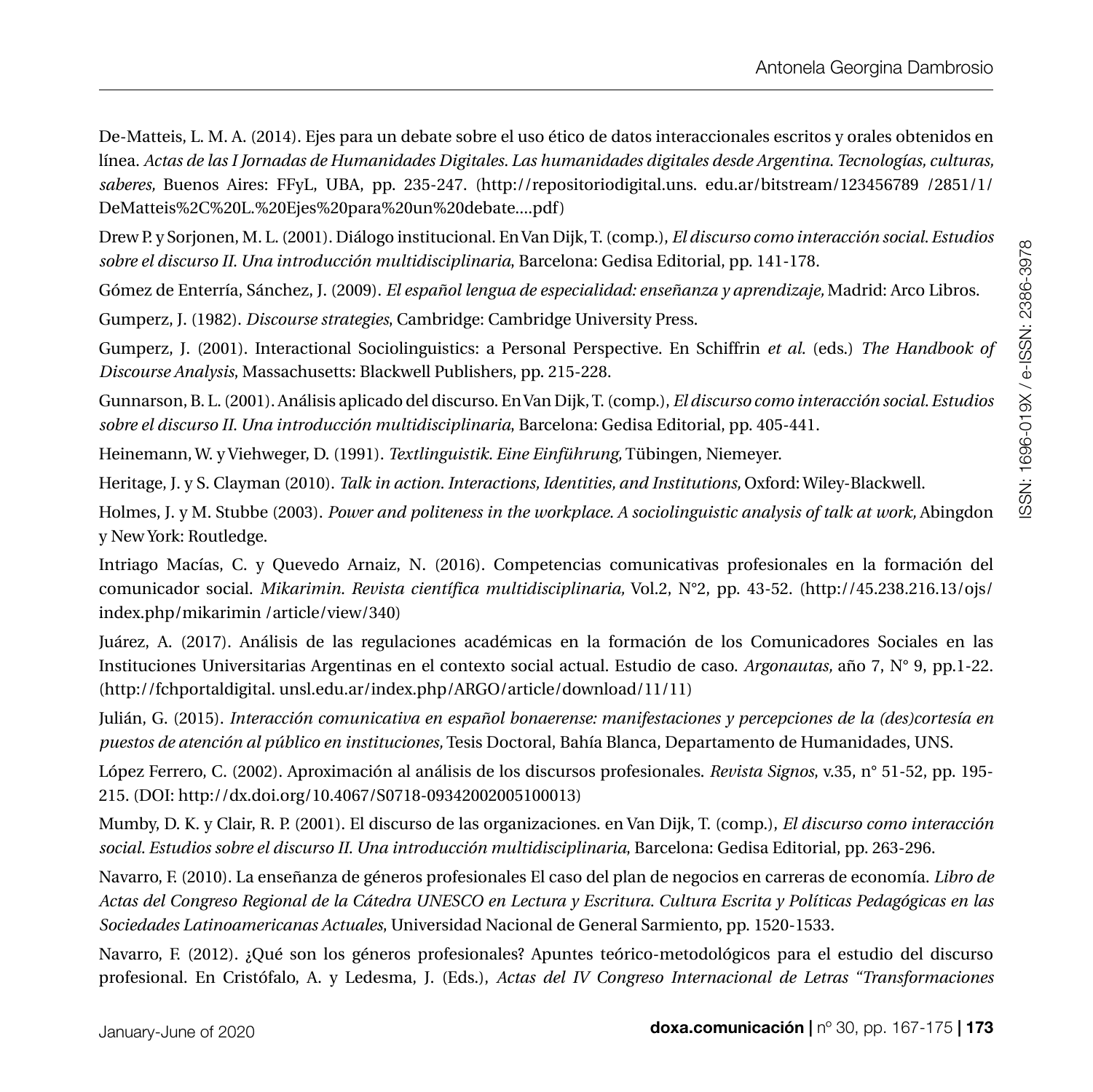De-Matteis, L. M. A. (2014). Ejes para un debate sobre el uso ético de datos interaccionales escritos y orales obtenidos en línea. *Actas de las I Jornadas de Humanidades Digitales. Las humanidades digitales desde Argentina. Tecnologías, culturas, saberes,* Buenos Aires: FFyL, UBA, pp. 235-247. (http://repositoriodigital.uns. edu.ar/bitstream/123456789 /2851/1/ DeMatteis%2C%20L.%20Ejes%20para%20un%20debate....pdf)

Drew P. y Sorjonen, M. L. (2001). Diálogo institucional. En Van Dijk, T. (comp.), *El discurso como interacción social. Estudios sobre el discurso II. Una introducción multidisciplinaria*, Barcelona: Gedisa Editorial, pp. 141-178.

Gómez de Enterría, Sánchez, J. (2009). *El español lengua de especialidad: enseñanza y aprendizaje,* Madrid: Arco Libros.

Gumperz, J. (1982). *Discourse strategies*, Cambridge: Cambridge University Press.

Gumperz, J. (2001). Interactional Sociolinguistics: a Personal Perspective. En Schiffrin *et al.* (eds.) *The Handbook of Discourse Analysis*, Massachusetts: Blackwell Publishers, pp. 215-228.

Gunnarson, B. L. (2001). Análisis aplicado del discurso. En Van Dijk, T. (comp.), *El discurso como interacción social. Estudios sobre el discurso II. Una introducción multidisciplinaria*, Barcelona: Gedisa Editorial, pp. 405-441.

Heinemann, W. y Viehweger, D. (1991). *Textlinguistik. Eine Einführung,* Tübingen, Niemeyer.

Heritage, J. y S. Clayman (2010). *Talk in action. Interactions, Identities, and Institutions,* Oxford: Wiley-Blackwell.

Holmes, J. y M. Stubbe (2003). *Power and politeness in the workplace. A sociolinguistic analysis of talk at work,* Abingdon y New York: Routledge.

Intriago Macías, C. y Quevedo Arnaiz, N. (2016). Competencias comunicativas profesionales en la formación del comunicador social. *Mikarimin. Revista científica multidisciplinaria,* Vol.2, N°2, pp. 43-52. (http://45.238.216.13/ojs/ index.php/mikarimin /article/view/340)

Juárez, A. (2017). Análisis de las regulaciones académicas en la formación de los Comunicadores Sociales en las Instituciones Universitarias Argentinas en el contexto social actual. Estudio de caso. *Argonautas,* año 7, N° 9, pp.1-22. (http://fchportaldigital. unsl.edu.ar/index.php/ARGO/article/download/11/11)

Julián, G. (2015). *Interacción comunicativa en español bonaerense: manifestaciones y percepciones de la (des)cortesía en puestos de atención al público en instituciones,* Tesis Doctoral, Bahía Blanca, Departamento de Humanidades, UNS.

López Ferrero, C. (2002). Aproximación al análisis de los discursos profesionales. *Revista Signos*, v.35, n° 51-52, pp. 195-215. (DOI: http://dx.doi.org/10.4067/S0718-09342002005100013)

Mumby, D. K. y Clair, R. P. (2001). El discurso de las organizaciones. en Van Dijk, T. (comp.), *El discurso como interacción social. Estudios sobre el discurso II. Una introducción multidisciplinaria*, Barcelona: Gedisa Editorial, pp. 263-296.

Navarro, F. (2010). La enseñanza de géneros profesionales El caso del plan de negocios en carreras de economía. *Libro de Actas del Congreso Regional de la Cátedra UNESCO en Lectura y Escritura. Cultura Escrita y Políticas Pedagógicas en las Sociedades Latinoamericanas Actuales*, Universidad Nacional de General Sarmiento, pp. 1520-1533.

Navarro, F. (2012). ¿Qué son los géneros profesionales? Apuntes teórico-metodológicos para el estudio del discurso profesional. En Cristófalo, A. y Ledesma, J. (Eds.), *Actas del IV Congreso Internacional de Letras "Transformaciones*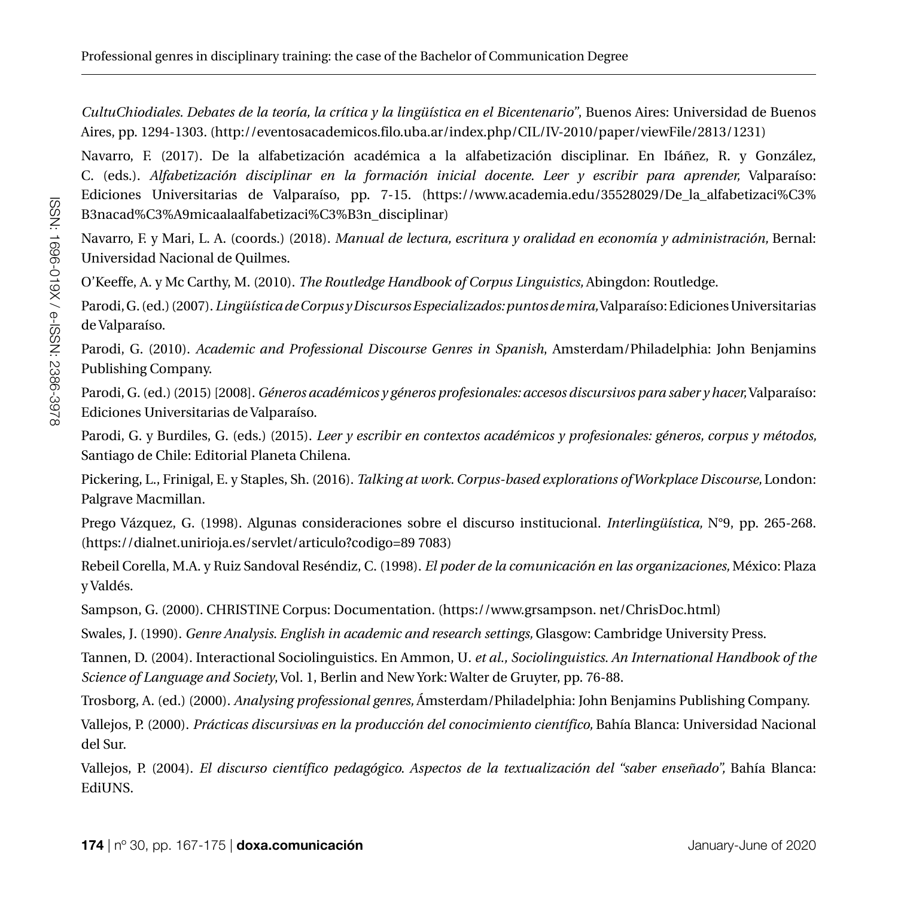*CultuChiodiales. Debates de la teoría, la crítica y la lingüística en el Bicentenario"*, Buenos Aires: Universidad de Buenos Aires, pp. 1294-1303. (http://eventosacademicos.filo.uba.ar/index.php/CIL/IV-2010/paper/viewFile/2813/1231)

Navarro, F. (2017). De la alfabetización académica a la alfabetización disciplinar. En Ibáñez, R. y González, C. (eds.). *Alfabetización disciplinar en la formación inicial docente. Leer y escribir para aprender,* Valparaíso: Ediciones Universitarias de Valparaíso, pp. 7-15. (https://www.academia.edu/35528029/De_la_alfabetizaci%C3%B3nacad%C3%A9micaalaalfabetizaci%C3%B3n_disciplinar)

Navarro, F. y Mari, L. A. (coords.) (2018). *Manual de lectura, escritura y oralidad en economía y administración,* Bernal: Universidad Nacional de Quilmes.

O'Keeffe, A. y Mc Carthy, M. (2010). *The Routledge Handbook of Corpus Linguistics,* Abingdon: Routledge.

Parodi, G. (ed.) (2007). *Lingüística de Corpus y Discursos Especializados: puntos de mira,* Valparaíso: Ediciones Universitarias de Valparaíso.

Parodi, G. (2010). *Academic and Professional Discourse Genres in Spanish*, Amsterdam/Philadelphia: John Benjamins Publishing Company.

Parodi, G. (ed.) (2015) [2008]. *Géneros académicos y géneros profesionales: accesos discursivos para saber y hacer,* Valparaíso: Ediciones Universitarias de Valparaíso.

Parodi, G. y Burdiles, G. (eds.) (2015). *Leer y escribir en contextos académicos y profesionales: géneros, corpus y métodos,* Santiago de Chile: Editorial Planeta Chilena.

Pickering, L., Frinigal, E. y Staples, Sh. (2016). *Talking at work. Corpus-based explorations of Workplace Discourse,* London: Palgrave Macmillan.

Prego Vázquez, G. (1998). Algunas consideraciones sobre el discurso institucional. *Interlingüística,* N°9, pp. 265-268. (https://dialnet.unirioja.es/servlet/articulo?codigo=89 7083)

Rebeil Corella, M.A. y Ruiz Sandoval Reséndiz, C. (1998). *El poder de la comunicación en las organizaciones,* México: Plaza y Valdés.

Sampson, G. (2000). CHRISTINE Corpus: Documentation. (https://www.grsampson. net/ChrisDoc.html)

Swales, J. (1990). *Genre Analysis. English in academic and research settings,* Glasgow: Cambridge University Press.

Tannen, D. (2004). Interactional Sociolinguistics. En Ammon, U. *et al., Sociolinguistics. An International Handbook of the Science of Language and Society,* Vol. 1, Berlin and New York: Walter de Gruyter, pp. 76-88.

Trosborg, A. (ed.) (2000). *Analysing professional genres,* Ámsterdam/Philadelphia: John Benjamins Publishing Company.

Vallejos, P. (2000). *Prácticas discursivas en la producción del conocimiento científico,* Bahía Blanca: Universidad Nacional del Sur.

Vallejos, P. (2004). *El discurso científico pedagógico. Aspectos de la textualización del "saber enseñado",* Bahía Blanca: EdiUNS.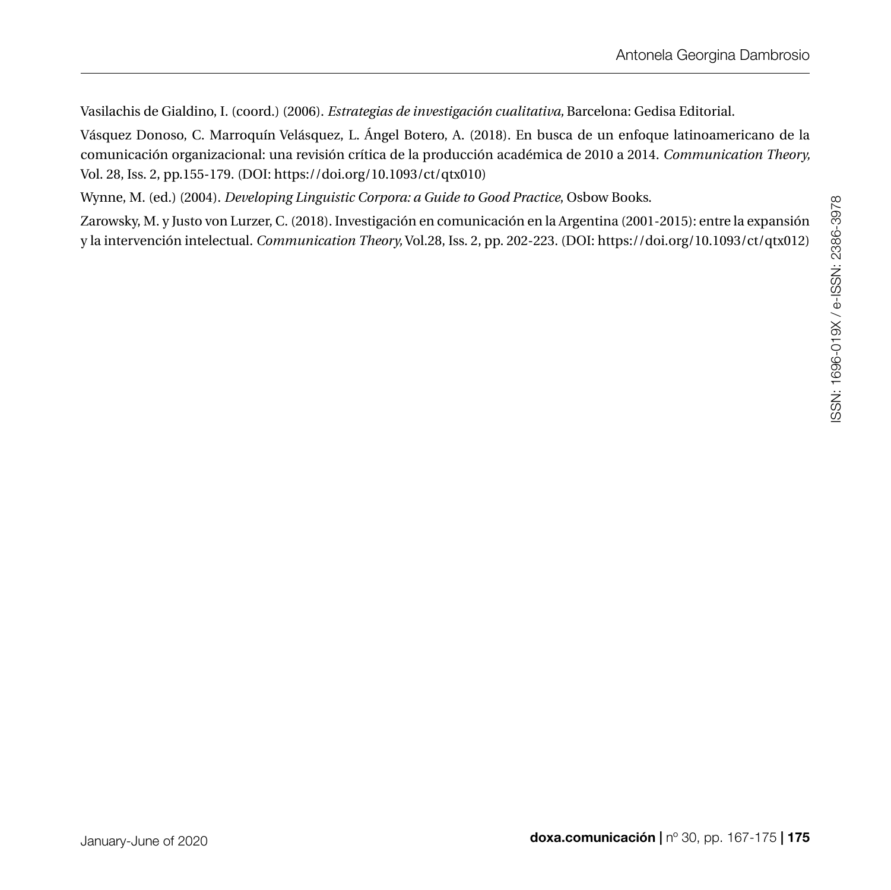Vasilachis de Gialdino, I. (coord.) (2006). *Estrategias de investigación cualitativa,* Barcelona: Gedisa Editorial.

Vásquez Donoso, C. Marroquín Velásquez, L. Ángel Botero, A. (2018). En busca de un enfoque latinoamericano de la comunicación organizacional: una revisión crítica de la producción académica de 2010 a 2014. *Communication Theory,* Vol. 28, Iss. 2, pp.155-179. (DOI: https://doi.org/10.1093/ct/qtx010)

Wynne, M. (ed.) (2004). *Developing Linguistic Corpora: a Guide to Good Practice*, Osbow Books.

Zarowsky, M. y Justo von Lurzer, C. (2018). Investigación en comunicación en la Argentina (2001-2015): entre la expansión y la intervención intelectual. *Communication Theory,* Vol.28, Iss. 2, pp. 202-223. (DOI: https://doi.org/10.1093/ct/qtx012)